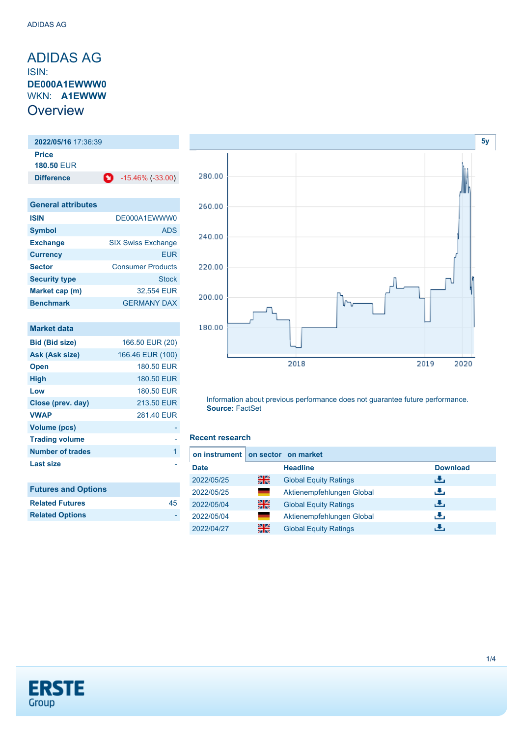# ADIDAS AG

ISIN: **DE000A1EWWW0**

WKN: **A1EWWW**

## Overview

| **2022/05/16** 17:36:39 | |
|---|---|
| **Price** | |
| **180.50** EUR | |
| **Difference** | -15.46% (-33.00) |

5y

Information about previous performance does not guarantee future performance.
**Source:** FactSet

### General attributes

| | |
|---|---|
| **ISIN** | DE000A1EWWW0 |
| **Symbol** | ADS |
| **Exchange** | SIX Swiss Exchange |
| **Currency** | EUR |
| **Sector** | Consumer Products |
| **Security type** | Stock |
| **Market cap (m)** | 32,554 EUR |
| **Benchmark** | GERMANY DAX |

### Market data

| | |
|---|---|
| **Bid (Bid size)** | 166.50 EUR (20) |
| **Ask (Ask size)** | 166.46 EUR (100) |
| **Open** | 180.50 EUR |
| **High** | 180.50 EUR |
| **Low** | 180.50 EUR |
| **Close (prev. day)** | 213.50 EUR |
| **VWAP** | 281.40 EUR |
| **Volume (pcs)** | - |
| **Trading volume** | - |
| **Number of trades** | 1 |
| **Last size** | - |

### Futures and Options

| | |
|---|---|
| **Related Futures** | 45 |
| **Related Options** | - |

### Recent research

on instrument | on sector | on market

| Date | | Headline | Download |
|---|---|---|---|
| 2022/05/25 | EN | Global Equity Ratings | |
| 2022/05/25 | DE | Aktienempfehlungen Global | |
| 2022/05/04 | EN | Global Equity Ratings | |
| 2022/05/04 | DE | Aktienempfehlungen Global | |
| 2022/04/27 | EN | Global Equity Ratings | |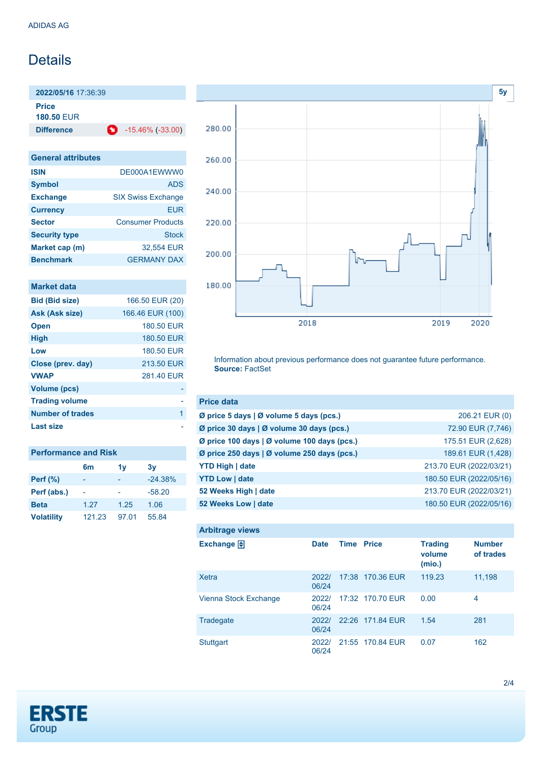ADIDAS AG

# Details

| 2022/05/16 17:36:39 | |
|---|---|
| **Price** | |
| **180.50 EUR** | |
| **Difference** | -15.46% (-33.00) |

| General attributes | |
|---|---|
| **ISIN** | DE000A1EWWW0 |
| **Symbol** | ADS |
| **Exchange** | SIX Swiss Exchange |
| **Currency** | EUR |
| **Sector** | Consumer Products |
| **Security type** | Stock |
| **Market cap (m)** | 32,554 EUR |
| **Benchmark** | GERMANY DAX |

| Market data | |
|---|---|
| **Bid (Bid size)** | 166.50 EUR (20) |
| **Ask (Ask size)** | 166.46 EUR (100) |
| **Open** | 180.50 EUR |
| **High** | 180.50 EUR |
| **Low** | 180.50 EUR |
| **Close (prev. day)** | 213.50 EUR |
| **VWAP** | 281.40 EUR |
| **Volume (pcs)** | - |
| **Trading volume** | - |
| **Number of trades** | 1 |
| **Last size** | - |

| Performance and Risk | 6m | 1y | 3y |
|---|---|---|---|
| **Perf (%)** | - | - | -24.38% |
| **Perf (abs.)** | - | - | -58.20 |
| **Beta** | 1.27 | 1.25 | 1.06 |
| **Volatility** | 121.23 | 97.01 | 55.84 |

Information about previous performance does not guarantee future performance.
**Source:** FactSet

| Price data | |
|---|---|
| **Ø price 5 days \| Ø volume 5 days (pcs.)** | 206.21 EUR (0) |
| **Ø price 30 days \| Ø volume 30 days (pcs.)** | 72.90 EUR (7,746) |
| **Ø price 100 days \| Ø volume 100 days (pcs.)** | 175.51 EUR (2,628) |
| **Ø price 250 days \| Ø volume 250 days (pcs.)** | 189.61 EUR (1,428) |
| **YTD High \| date** | 213.70 EUR (2022/03/21) |
| **YTD Low \| date** | 180.50 EUR (2022/05/16) |
| **52 Weeks High \| date** | 213.70 EUR (2022/03/21) |
| **52 Weeks Low \| date** | 180.50 EUR (2022/05/16) |

**Arbitrage views**

| Exchange | Date | Time | Price | Trading volume (mio.) | Number of trades |
|---|---|---|---|---|---|
| Xetra | 2022/06/24 | 17:38 | 170.36 EUR | 119.23 | 11,198 |
| Vienna Stock Exchange | 2022/06/24 | 17:32 | 170.70 EUR | 0.00 | 4 |
| Tradegate | 2022/06/24 | 22:26 | 171.84 EUR | 1.54 | 281 |
| Stuttgart | 2022/06/24 | 21:55 | 170.84 EUR | 0.07 | 162 |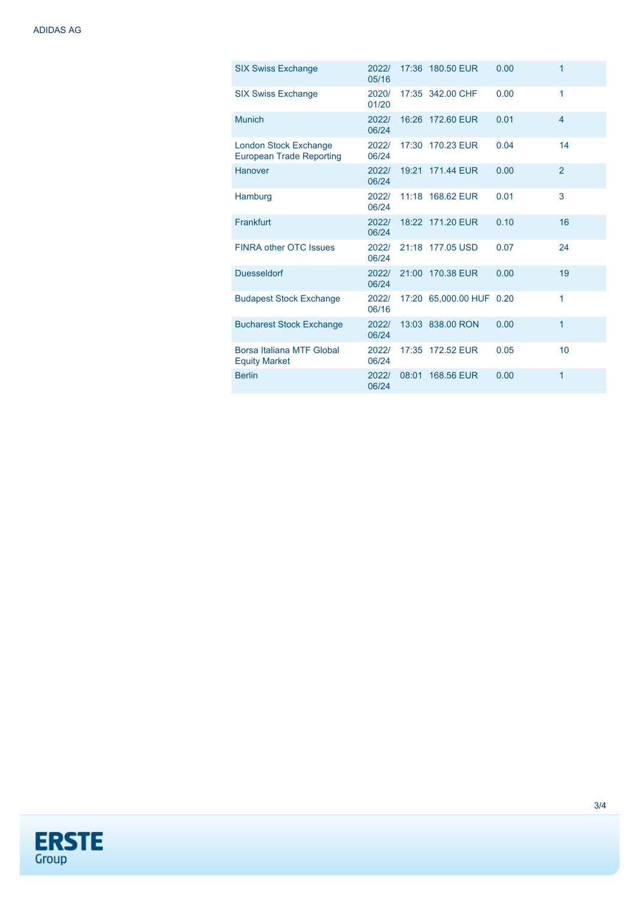| | | | | | |
|---|---|---|---|---|---|
| SIX Swiss Exchange | 2022/05/16 | 17:36 | 180.50 EUR | 0.00 | 1 |
| SIX Swiss Exchange | 2020/01/20 | 17:35 | 342.00 CHF | 0.00 | 1 |
| Munich | 2022/06/24 | 16:26 | 172.60 EUR | 0.01 | 4 |
| London Stock Exchange European Trade Reporting | 2022/06/24 | 17:30 | 170.23 EUR | 0.04 | 14 |
| Hanover | 2022/06/24 | 19:21 | 171.44 EUR | 0.00 | 2 |
| Hamburg | 2022/06/24 | 11:18 | 168.62 EUR | 0.01 | 3 |
| Frankfurt | 2022/06/24 | 18:22 | 171.20 EUR | 0.10 | 16 |
| FINRA other OTC Issues | 2022/06/24 | 21:18 | 177.05 USD | 0.07 | 24 |
| Duesseldorf | 2022/06/24 | 21:00 | 170.38 EUR | 0.00 | 19 |
| Budapest Stock Exchange | 2022/06/16 | 17:20 | 65,000.00 HUF | 0.20 | 1 |
| Bucharest Stock Exchange | 2022/06/24 | 13:03 | 838.00 RON | 0.00 | 1 |
| Borsa Italiana MTF Global Equity Market | 2022/06/24 | 17:35 | 172.52 EUR | 0.05 | 10 |
| Berlin | 2022/06/24 | 08:01 | 168.56 EUR | 0.00 | 1 |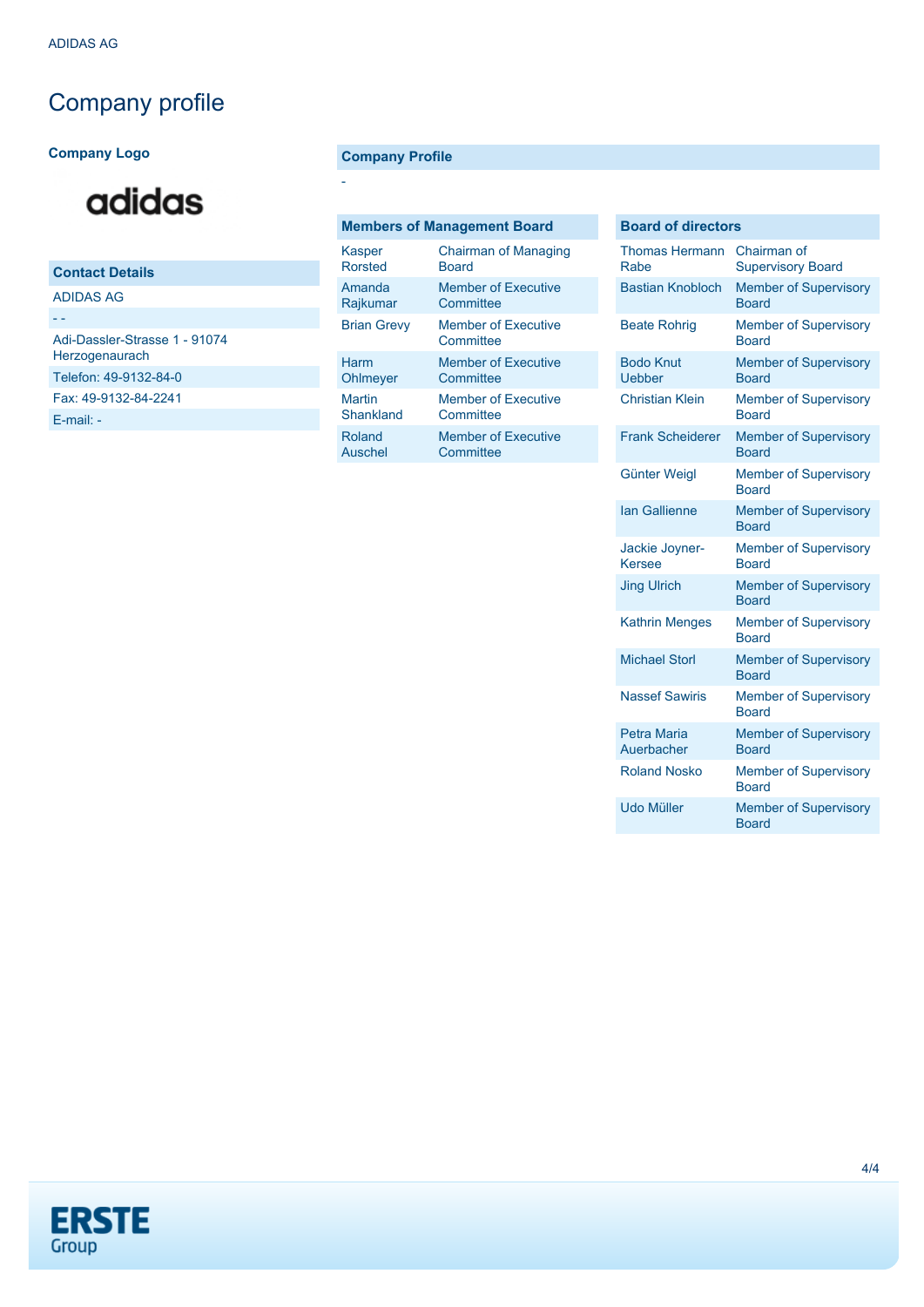# Company profile

**Company Logo**

adidas

| Contact Details |
| --- |
| ADIDAS AG |
| - - |
| Adi-Dassler-Strasse 1 - 91074 Herzogenaurach |
| Telefon: 49-9132-84-0 |
| Fax: 49-9132-84-2241 |
| E-mail: - |

**Company Profile**

-

| Members of Management Board | |
| --- | --- |
| Kasper Rorsted | Chairman of Managing Board |
| Amanda Rajkumar | Member of Executive Committee |
| Brian Grevy | Member of Executive Committee |
| Harm Ohlmeyer | Member of Executive Committee |
| Martin Shankland | Member of Executive Committee |
| Roland Auschel | Member of Executive Committee |

| Board of directors | |
| --- | --- |
| Thomas Hermann Rabe | Chairman of Supervisory Board |
| Bastian Knobloch | Member of Supervisory Board |
| Beate Rohrig | Member of Supervisory Board |
| Bodo Knut Uebber | Member of Supervisory Board |
| Christian Klein | Member of Supervisory Board |
| Frank Scheiderer | Member of Supervisory Board |
| Günter Weigl | Member of Supervisory Board |
| Ian Gallienne | Member of Supervisory Board |
| Jackie Joyner-Kersee | Member of Supervisory Board |
| Jing Ulrich | Member of Supervisory Board |
| Kathrin Menges | Member of Supervisory Board |
| Michael Storl | Member of Supervisory Board |
| Nassef Sawiris | Member of Supervisory Board |
| Petra Maria Auerbacher | Member of Supervisory Board |
| Roland Nosko | Member of Supervisory Board |
| Udo Müller | Member of Supervisory Board |